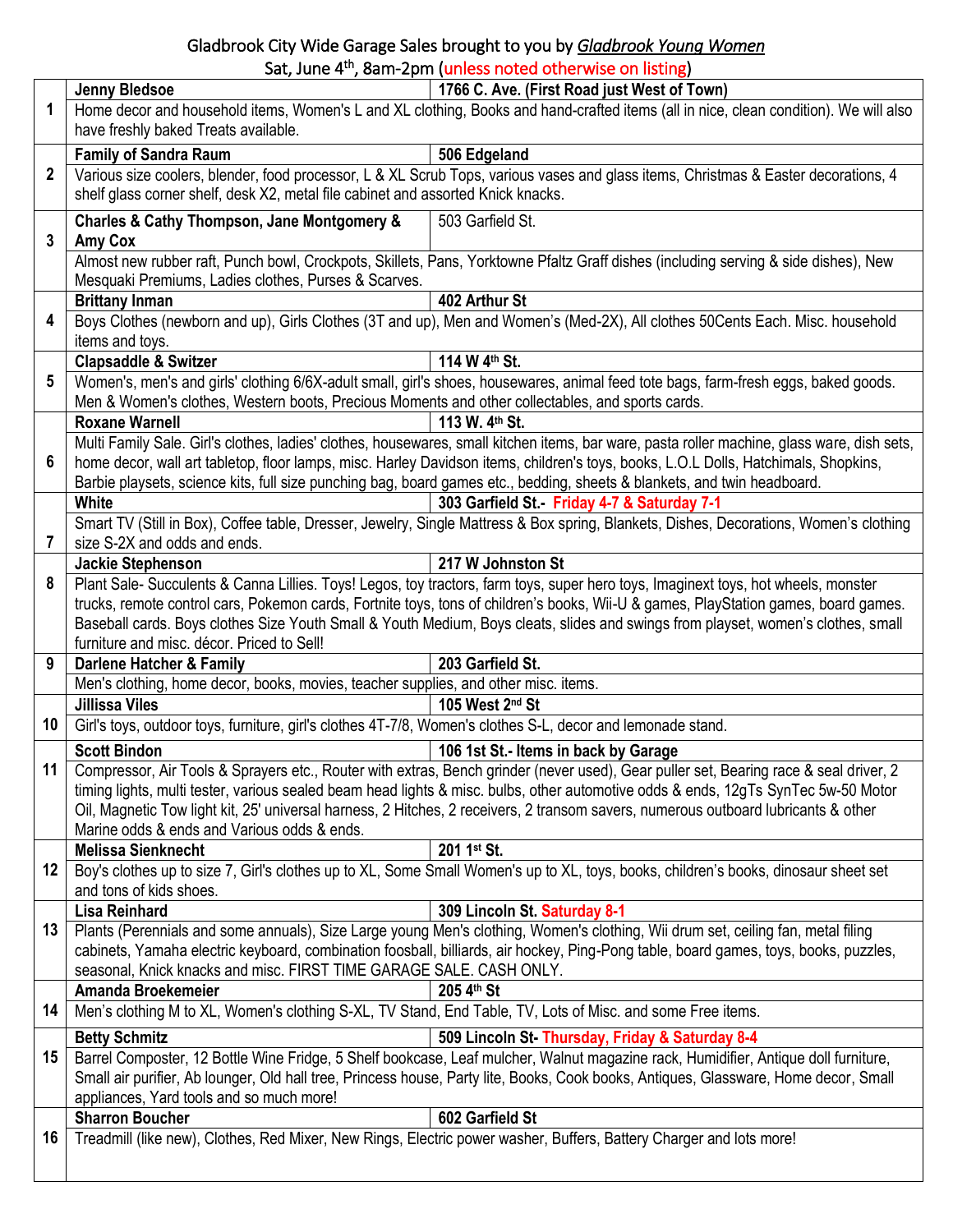Gladbrook City Wide Garage Sales brought to you by *Gladbrook Young Women*

Sat, June 4th, 8am-2pm (unless noted otherwise on listing)

| # | Name | Address |
|---|---|---|
| 1 | **Jenny Bledsoe** | **1766 C. Ave. (First Road just West of Town)** |
| | Home decor and household items, Women's L and XL clothing, Books and hand-crafted items (all in nice, clean condition). We will also have freshly baked Treats available. | |
| 2 | **Family of Sandra Raum** | **506 Edgeland** |
| | Various size coolers, blender, food processor, L & XL Scrub Tops, various vases and glass items, Christmas & Easter decorations, 4 shelf glass corner shelf, desk X2, metal file cabinet and assorted Knick knacks. | |
| 3 | **Charles & Cathy Thompson, Jane Montgomery & Amy Cox** | 503 Garfield St. |
| | Almost new rubber raft, Punch bowl, Crockpots, Skillets, Pans, Yorktowne Pfaltz Graff dishes (including serving & side dishes), New Mesquaki Premiums, Ladies clothes, Purses & Scarves. | |
| 4 | **Brittany Inman** | **402 Arthur St** |
| | Boys Clothes (newborn and up), Girls Clothes (3T and up), Men and Women's (Med-2X), All clothes 50Cents Each. Misc. household items and toys. | |
| 5 | **Clapsaddle & Switzer** | **114 W 4th St.** |
| | Women's, men's and girls' clothing 6/6X-adult small, girl's shoes, housewares, animal feed tote bags, farm-fresh eggs, baked goods. Men & Women's clothes, Western boots, Precious Moments and other collectables, and sports cards. | |
| 6 | **Roxane Warnell** | **113 W. 4th St.** |
| | Multi Family Sale. Girl's clothes, ladies' clothes, housewares, small kitchen items, bar ware, pasta roller machine, glass ware, dish sets, home decor, wall art tabletop, floor lamps, misc. Harley Davidson items, children's toys, books, L.O.L Dolls, Hatchimals, Shopkins, Barbie playsets, science kits, full size punching bag, board games etc., bedding, sheets & blankets, and twin headboard. | |
| 7 | **White** | **303 Garfield St.- Friday 4-7 & Saturday 7-1** |
| | Smart TV (Still in Box), Coffee table, Dresser, Jewelry, Single Mattress & Box spring, Blankets, Dishes, Decorations, Women's clothing size S-2X and odds and ends. | |
| 8 | **Jackie Stephenson** | **217 W Johnston St** |
| | Plant Sale- Succulents & Canna Lillies. Toys! Legos, toy tractors, farm toys, super hero toys, Imaginext toys, hot wheels, monster trucks, remote control cars, Pokemon cards, Fortnite toys, tons of children's books, Wii-U & games, PlayStation games, board games. Baseball cards. Boys clothes Size Youth Small & Youth Medium, Boys cleats, slides and swings from playset, women's clothes, small furniture and misc. décor. Priced to Sell! | |
| 9 | **Darlene Hatcher & Family** | **203 Garfield St.** |
| | Men's clothing, home decor, books, movies, teacher supplies, and other misc. items. | |
| 10 | **Jillissa Viles** | **105 West 2nd St** |
| | Girl's toys, outdoor toys, furniture, girl's clothes 4T-7/8, Women's clothes S-L, decor and lemonade stand. | |
| 11 | **Scott Bindon** | **106 1st St.- Items in back by Garage** |
| | Compressor, Air Tools & Sprayers etc., Router with extras, Bench grinder (never used), Gear puller set, Bearing race & seal driver, 2 timing lights, multi tester, various sealed beam head lights & misc. bulbs, other automotive odds & ends, 12gTs SynTec 5w-50 Motor Oil, Magnetic Tow light kit, 25' universal harness, 2 Hitches, 2 receivers, 2 transom savers, numerous outboard lubricants & other Marine odds & ends and Various odds & ends. | |
| 12 | **Melissa Sienknecht** | **201 1st St.** |
| | Boy's clothes up to size 7, Girl's clothes up to XL, Some Small Women's up to XL, toys, books, children's books, dinosaur sheet set and tons of kids shoes. | |
| 13 | **Lisa Reinhard** | **309 Lincoln St. Saturday 8-1** |
| | Plants (Perennials and some annuals), Size Large young Men's clothing, Women's clothing, Wii drum set, ceiling fan, metal filing cabinets, Yamaha electric keyboard, combination foosball, billiards, air hockey, Ping-Pong table, board games, toys, books, puzzles, seasonal, Knick knacks and misc. FIRST TIME GARAGE SALE. CASH ONLY. | |
| 14 | **Amanda Broekemeier** | **205 4th St** |
| | Men's clothing M to XL, Women's clothing S-XL, TV Stand, End Table, TV, Lots of Misc. and some Free items. | |
| 15 | **Betty Schmitz** | **509 Lincoln St- Thursday, Friday & Saturday 8-4** |
| | Barrel Composter, 12 Bottle Wine Fridge, 5 Shelf bookcase, Leaf mulcher, Walnut magazine rack, Humidifier, Antique doll furniture, Small air purifier, Ab lounger, Old hall tree, Princess house, Party lite, Books, Cook books, Antiques, Glassware, Home decor, Small appliances, Yard tools and so much more! | |
| 16 | **Sharron Boucher** | **602 Garfield St** |
| | Treadmill (like new), Clothes, Red Mixer, New Rings, Electric power washer, Buffers, Battery Charger and lots more! | |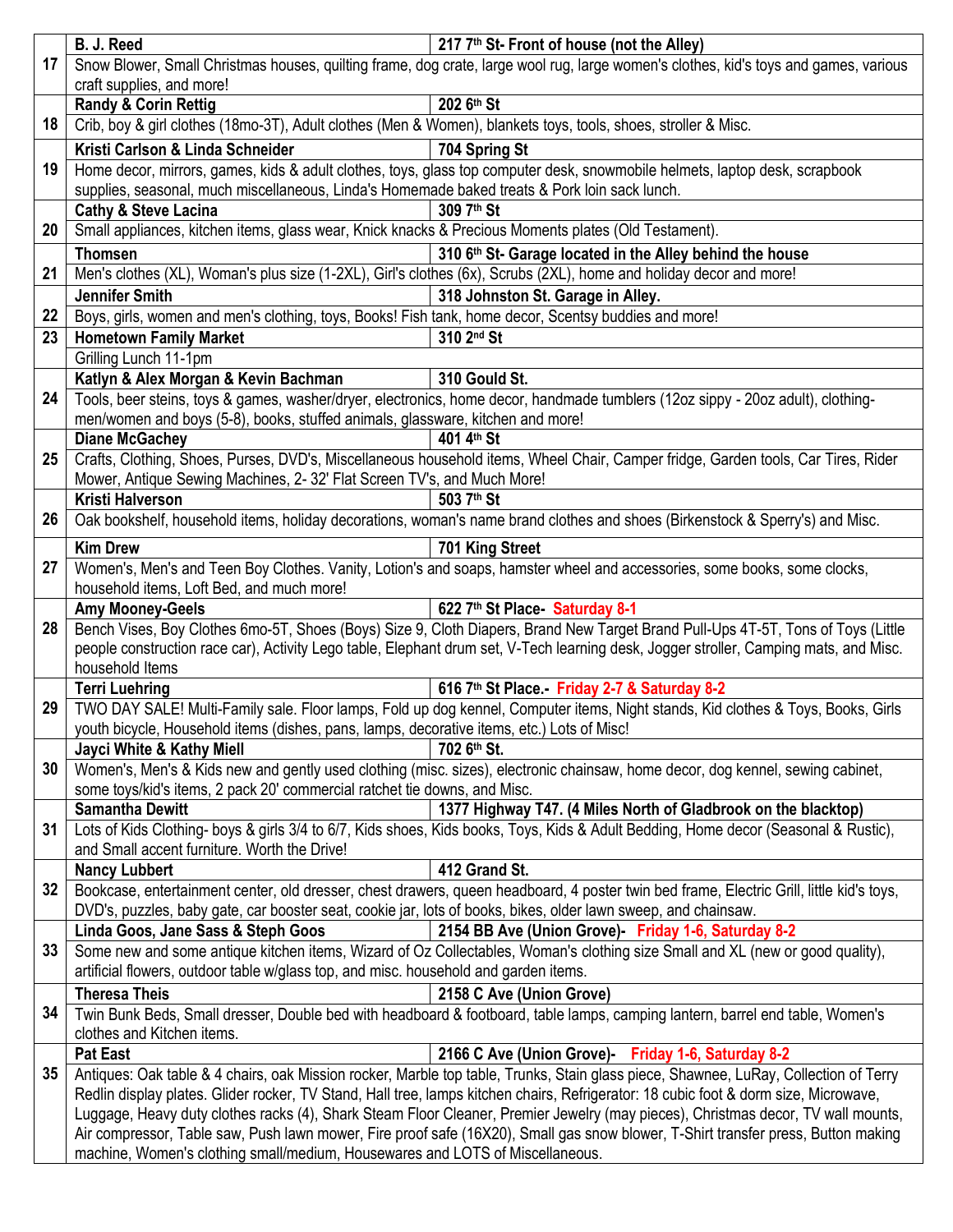| | | |
|---|---|---|
| 17 | **B. J. Reed** | **217 7th St- Front of house (not the Alley)** |
| | Snow Blower, Small Christmas houses, quilting frame, dog crate, large wool rug, large women's clothes, kid's toys and games, various craft supplies, and more! | |
| 18 | **Randy & Corin Rettig** | **202 6th St** |
| | Crib, boy & girl clothes (18mo-3T), Adult clothes (Men & Women), blankets toys, tools, shoes, stroller & Misc. | |
| 19 | **Kristi Carlson & Linda Schneider** | **704 Spring St** |
| | Home decor, mirrors, games, kids & adult clothes, toys, glass top computer desk, snowmobile helmets, laptop desk, scrapbook supplies, seasonal, much miscellaneous, Linda's Homemade baked treats & Pork loin sack lunch. | |
| 20 | **Cathy & Steve Lacina** | **309 7th St** |
| | Small appliances, kitchen items, glass wear, Knick knacks & Precious Moments plates (Old Testament). | |
| 21 | **Thomsen** | **310 6th St- Garage located in the Alley behind the house** |
| | Men's clothes (XL), Woman's plus size (1-2XL), Girl's clothes (6x), Scrubs (2XL), home and holiday decor and more! | |
| 22 | **Jennifer Smith** | **318 Johnston St. Garage in Alley.** |
| | Boys, girls, women and men's clothing, toys, Books! Fish tank, home decor, Scentsy buddies and more! | |
| 23 | **Hometown Family Market** | **310 2nd St** |
| | Grilling Lunch 11-1pm | |
| 24 | **Katlyn & Alex Morgan & Kevin Bachman** | **310 Gould St.** |
| | Tools, beer steins, toys & games, washer/dryer, electronics, home decor, handmade tumblers (12oz sippy - 20oz adult), clothing-men/women and boys (5-8), books, stuffed animals, glassware, kitchen and more! | |
| 25 | **Diane McGachey** | **401 4th St** |
| | Crafts, Clothing, Shoes, Purses, DVD's, Miscellaneous household items, Wheel Chair, Camper fridge, Garden tools, Car Tires, Rider Mower, Antique Sewing Machines, 2- 32' Flat Screen TV's, and Much More! | |
| 26 | **Kristi Halverson** | **503 7th St** |
| | Oak bookshelf, household items, holiday decorations, woman's name brand clothes and shoes (Birkenstock & Sperry's) and Misc. | |
| 27 | **Kim Drew** | **701 King Street** |
| | Women's, Men's and Teen Boy Clothes. Vanity, Lotion's and soaps, hamster wheel and accessories, some books, some clocks, household items, Loft Bed, and much more! | |
| 28 | **Amy Mooney-Geels** | **622 7th St Place- Saturday 8-1** |
| | Bench Vises, Boy Clothes 6mo-5T, Shoes (Boys) Size 9, Cloth Diapers, Brand New Target Brand Pull-Ups 4T-5T, Tons of Toys (Little people construction race car), Activity Lego table, Elephant drum set, V-Tech learning desk, Jogger stroller, Camping mats, and Misc. household Items | |
| 29 | **Terri Luehring** | **616 7th St Place.- Friday 2-7 & Saturday 8-2** |
| | TWO DAY SALE! Multi-Family sale. Floor lamps, Fold up dog kennel, Computer items, Night stands, Kid clothes & Toys, Books, Girls youth bicycle, Household items (dishes, pans, lamps, decorative items, etc.) Lots of Misc! | |
| 30 | **Jayci White & Kathy Miell** | **702 6th St.** |
| | Women's, Men's & Kids new and gently used clothing (misc. sizes), electronic chainsaw, home decor, dog kennel, sewing cabinet, some toys/kid's items, 2 pack 20' commercial ratchet tie downs, and Misc. | |
| 31 | **Samantha Dewitt** | **1377 Highway T47. (4 Miles North of Gladbrook on the blacktop)** |
| | Lots of Kids Clothing- boys & girls 3/4 to 6/7, Kids shoes, Kids books, Toys, Kids & Adult Bedding, Home decor (Seasonal & Rustic), and Small accent furniture. Worth the Drive! | |
| 32 | **Nancy Lubbert** | **412 Grand St.** |
| | Bookcase, entertainment center, old dresser, chest drawers, queen headboard, 4 poster twin bed frame, Electric Grill, little kid's toys, DVD's, puzzles, baby gate, car booster seat, cookie jar, lots of books, bikes, older lawn sweep, and chainsaw. | |
| 33 | **Linda Goos, Jane Sass & Steph Goos** | **2154 BB Ave (Union Grove)- Friday 1-6, Saturday 8-2** |
| | Some new and some antique kitchen items, Wizard of Oz Collectables, Woman's clothing size Small and XL (new or good quality), artificial flowers, outdoor table w/glass top, and misc. household and garden items. | |
| 34 | **Theresa Theis** | **2158 C Ave (Union Grove)** |
| | Twin Bunk Beds, Small dresser, Double bed with headboard & footboard, table lamps, camping lantern, barrel end table, Women's clothes and Kitchen items. | |
| 35 | **Pat East** | **2166 C Ave (Union Grove)- Friday 1-6, Saturday 8-2** |
| | Antiques: Oak table & 4 chairs, oak Mission rocker, Marble top table, Trunks, Stain glass piece, Shawnee, LuRay, Collection of Terry Redlin display plates. Glider rocker, TV Stand, Hall tree, lamps kitchen chairs, Refrigerator: 18 cubic foot & dorm size, Microwave, Luggage, Heavy duty clothes racks (4), Shark Steam Floor Cleaner, Premier Jewelry (may pieces), Christmas decor, TV wall mounts, Air compressor, Table saw, Push lawn mower, Fire proof safe (16X20), Small gas snow blower, T-Shirt transfer press, Button making machine, Women's clothing small/medium, Housewares and LOTS of Miscellaneous. | |